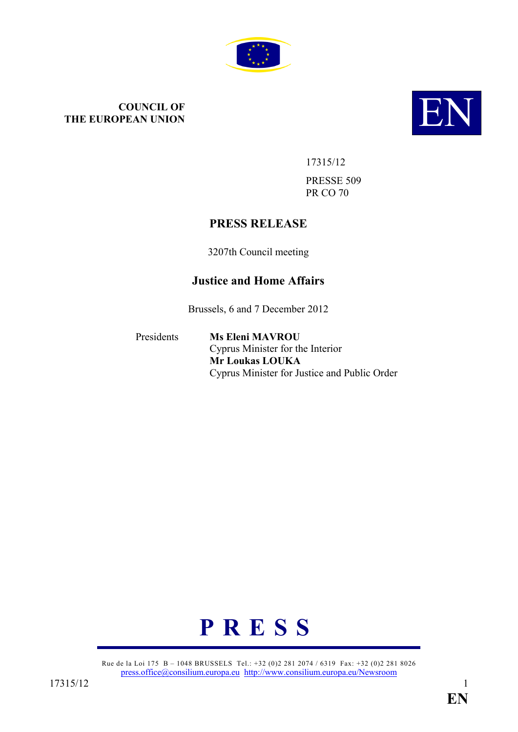**COUNCIL OF THE EUROPEAN UNION**

EN

17315/12

PRESSE 509
PR CO 70

# PRESS RELEASE

3207th Council meeting

## Justice and Home Affairs

Brussels, 6 and 7 December 2012

Presidents **Ms Eleni MAVROU**
Cyprus Minister for the Interior
**Mr Loukas LOUKA**
Cyprus Minister for Justice and Public Order

**P R E S S**

Rue de la Loi 175 B – 1048 BRUSSELS Tel.: +32 (0)2 281 2074 / 6319 Fax: +32 (0)2 281 8026
press.office@consilium.europa.eu http://www.consilium.europa.eu/Newsroom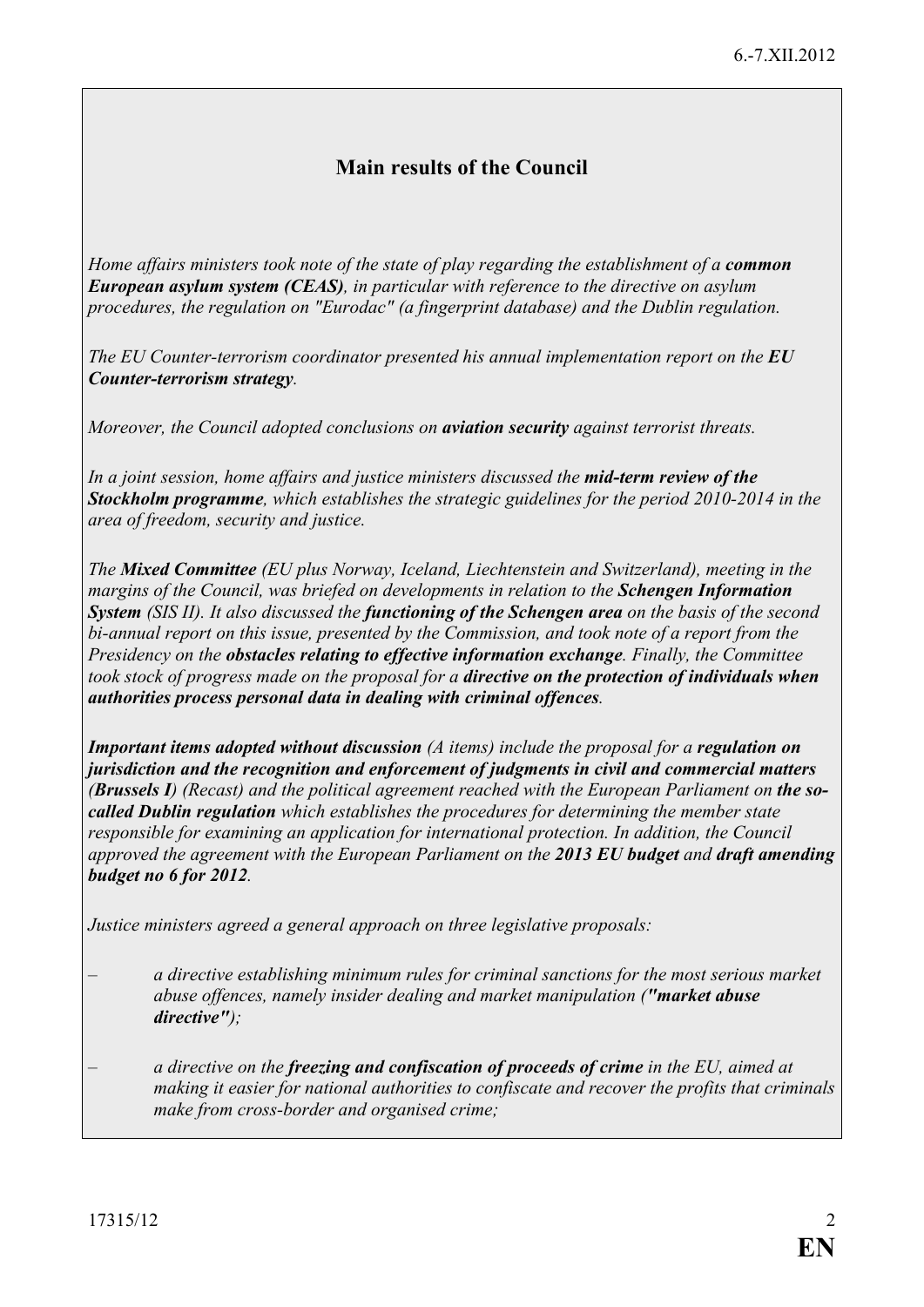## Main results of the Council

*Home affairs ministers took note of the state of play regarding the establishment of a **common European asylum system (CEAS)**, in particular with reference to the directive on asylum procedures, the regulation on "Eurodac" (a fingerprint database) and the Dublin regulation.*

*The EU Counter-terrorism coordinator presented his annual implementation report on the **EU Counter-terrorism strategy**.*

*Moreover, the Council adopted conclusions on **aviation security** against terrorist threats.*

*In a joint session, home affairs and justice ministers discussed the **mid-term review of the Stockholm programme**, which establishes the strategic guidelines for the period 2010-2014 in the area of freedom, security and justice.*

*The **Mixed Committee** (EU plus Norway, Iceland, Liechtenstein and Switzerland), meeting in the margins of the Council, was briefed on developments in relation to the **Schengen Information System** (SIS II). It also discussed the **functioning of the Schengen area** on the basis of the second bi-annual report on this issue, presented by the Commission, and took note of a report from the Presidency on the **obstacles relating to effective information exchange**. Finally, the Committee took stock of progress made on the proposal for a **directive on the protection of individuals when authorities process personal data in dealing with criminal offences**.*

***Important items adopted without discussion** (A items) include the proposal for a **regulation on jurisdiction and the recognition and enforcement of judgments in civil and commercial matters (Brussels I)** (Recast) and the political agreement reached with the European Parliament on **the so-called Dublin regulation** which establishes the procedures for determining the member state responsible for examining an application for international protection. In addition, the Council approved the agreement with the European Parliament on the **2013 EU budget** and **draft amending budget no 6 for 2012**.*

*Justice ministers agreed a general approach on three legislative proposals:*

- *a directive establishing minimum rules for criminal sanctions for the most serious market abuse offences, namely insider dealing and market manipulation (**"market abuse directive"**);*
- *a directive on the **freezing and confiscation of proceeds of crime** in the EU, aimed at making it easier for national authorities to confiscate and recover the profits that criminals make from cross-border and organised crime;*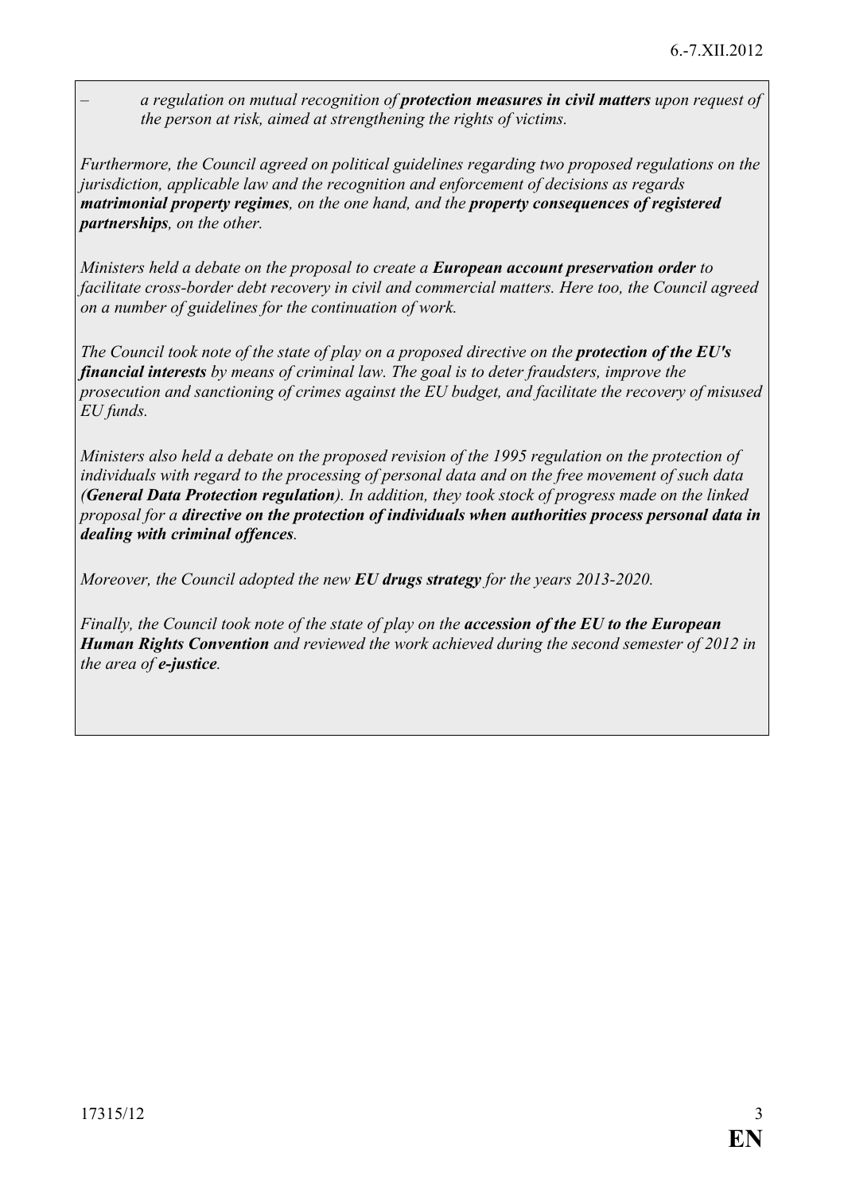– *a regulation on mutual recognition of* ***protection measures in civil matters*** *upon request of the person at risk, aimed at strengthening the rights of victims.*

*Furthermore, the Council agreed on political guidelines regarding two proposed regulations on the jurisdiction, applicable law and the recognition and enforcement of decisions as regards* ***matrimonial property regimes****, on the one hand, and the* ***property consequences of registered partnerships****, on the other.*

*Ministers held a debate on the proposal to create a* ***European account preservation order*** *to facilitate cross-border debt recovery in civil and commercial matters. Here too, the Council agreed on a number of guidelines for the continuation of work.*

*The Council took note of the state of play on a proposed directive on the* ***protection of the EU's financial interests*** *by means of criminal law. The goal is to deter fraudsters, improve the prosecution and sanctioning of crimes against the EU budget, and facilitate the recovery of misused EU funds.*

*Ministers also held a debate on the proposed revision of the 1995 regulation on the protection of individuals with regard to the processing of personal data and on the free movement of such data (****General Data Protection regulation****). In addition, they took stock of progress made on the linked proposal for a* ***directive on the protection of individuals when authorities process personal data in dealing with criminal offences****.*

*Moreover, the Council adopted the new* ***EU drugs strategy*** *for the years 2013-2020.*

*Finally, the Council took note of the state of play on the* ***accession of the EU to the European Human Rights Convention*** *and reviewed the work achieved during the second semester of 2012 in the area of* ***e-justice****.*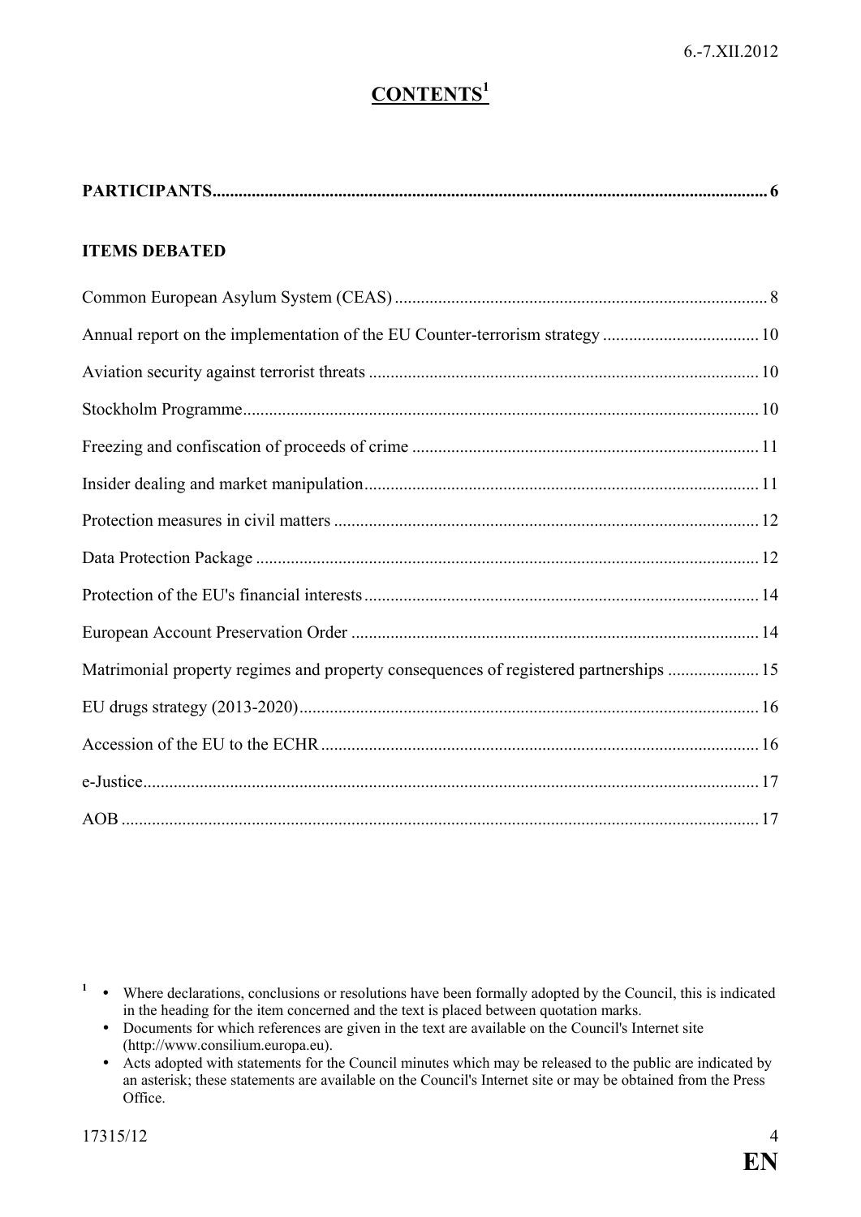# CONTENTS[1]

**PARTICIPANTS** ..... **6**

**ITEMS DEBATED**

Common European Asylum System (CEAS) ..... 8

Annual report on the implementation of the EU Counter-terrorism strategy ..... 10

Aviation security against terrorist threats ..... 10

Stockholm Programme ..... 10

Freezing and confiscation of proceeds of crime ..... 11

Insider dealing and market manipulation ..... 11

Protection measures in civil matters ..... 12

Data Protection Package ..... 12

Protection of the EU's financial interests ..... 14

European Account Preservation Order ..... 14

Matrimonial property regimes and property consequences of registered partnerships ..... 15

EU drugs strategy (2013-2020) ..... 16

Accession of the EU to the ECHR ..... 16

e-Justice ..... 17

AOB ..... 17

---

[1]
- Where declarations, conclusions or resolutions have been formally adopted by the Council, this is indicated in the heading for the item concerned and the text is placed between quotation marks.
- Documents for which references are given in the text are available on the Council's Internet site (http://www.consilium.europa.eu).
- Acts adopted with statements for the Council minutes which may be released to the public are indicated by an asterisk; these statements are available on the Council's Internet site or may be obtained from the Press Office.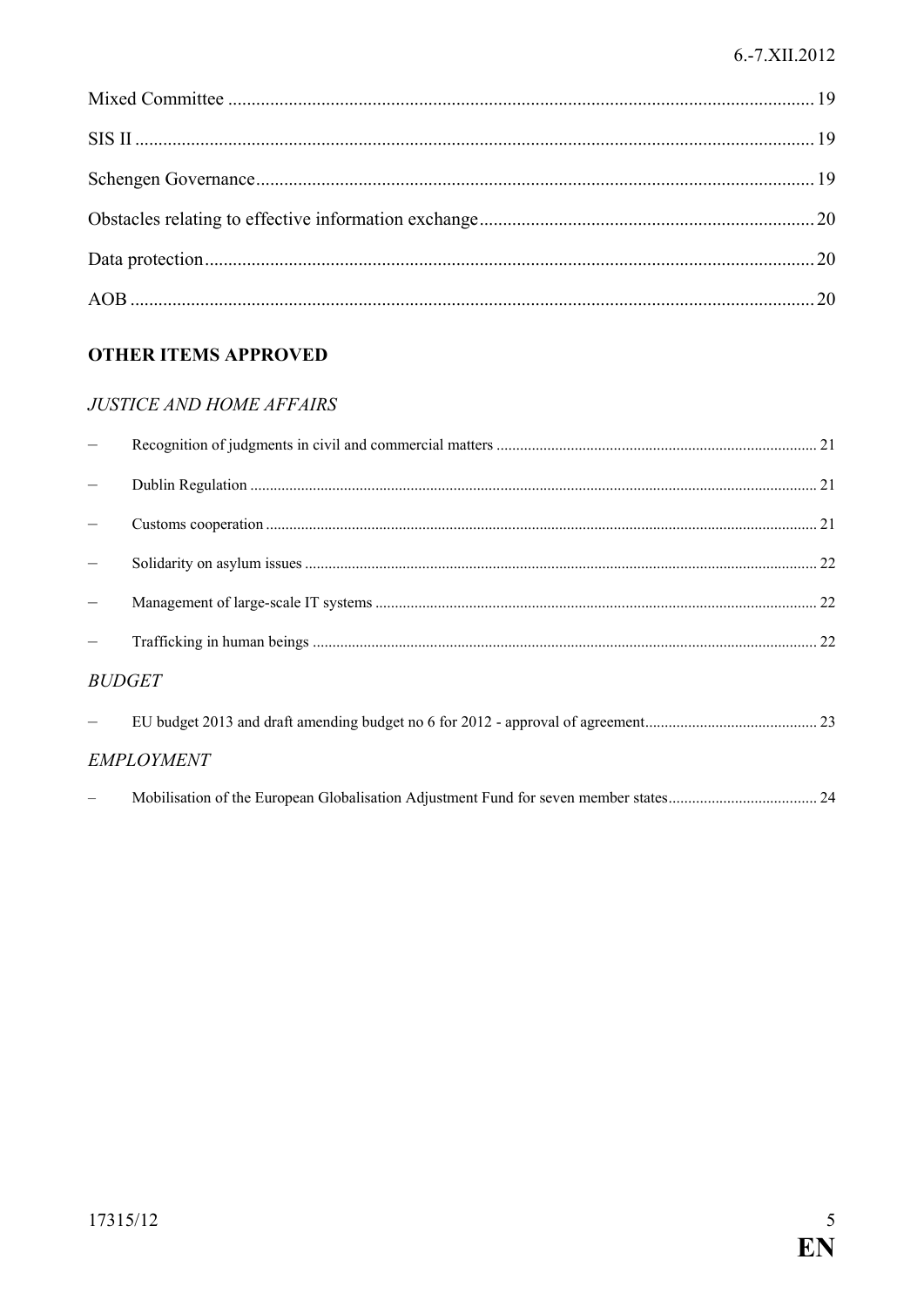Mixed Committee ............................................................................................................................ 19

SIS II ................................................................................................................................................ 19

Schengen Governance....................................................................................................................... 19

Obstacles relating to effective information exchange....................................................................... 20

Data protection.................................................................................................................................. 20

AOB .................................................................................................................................................. 20

## OTHER ITEMS APPROVED

### *JUSTICE AND HOME AFFAIRS*

- Recognition of judgments in civil and commercial matters ................................................................................. 21
- Dublin Regulation ............................................................................................................................................... 21
- Customs cooperation ........................................................................................................................................... 21
- Solidarity on asylum issues ................................................................................................................................. 22
- Management of large-scale IT systems ................................................................................................................ 22
- Trafficking in human beings ................................................................................................................................ 22

### *BUDGET*

- EU budget 2013 and draft amending budget no 6 for 2012 - approval of agreement............................................ 23

### *EMPLOYMENT*

- Mobilisation of the European Globalisation Adjustment Fund for seven member states...................................... 24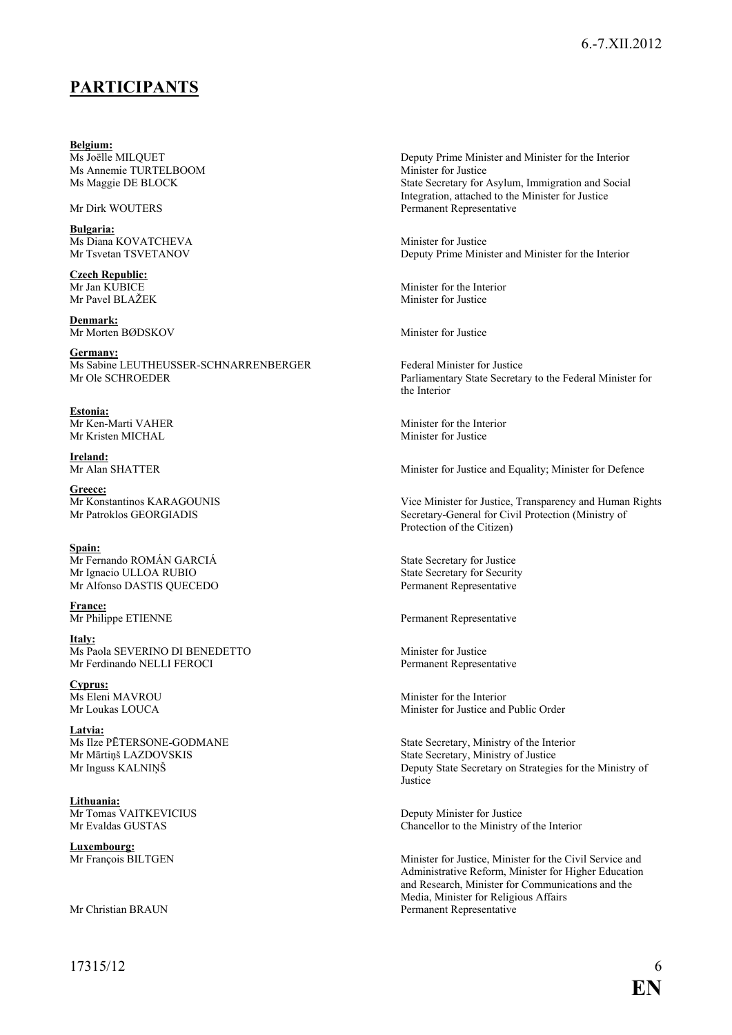## PARTICIPANTS

**Belgium:**

| | |
|---|---|
| Ms Joëlle MILQUET | Deputy Prime Minister and Minister for the Interior |
| Ms Annemie TURTELBOOM | Minister for Justice |
| Ms Maggie DE BLOCK | State Secretary for Asylum, Immigration and Social Integration, attached to the Minister for Justice |
| Mr Dirk WOUTERS | Permanent Representative |

**Bulgaria:**

| | |
|---|---|
| Ms Diana KOVATCHEVA | Minister for Justice |
| Mr Tsvetan TSVETANOV | Deputy Prime Minister and Minister for the Interior |

**Czech Republic:**

| | |
|---|---|
| Mr Jan KUBICE | Minister for the Interior |
| Mr Pavel BLAŽEK | Minister for Justice |

**Denmark:**

| | |
|---|---|
| Mr Morten BØDSKOV | Minister for Justice |

**Germany:**

| | |
|---|---|
| Ms Sabine LEUTHEUSSER-SCHNARRENBERGER | Federal Minister for Justice |
| Mr Ole SCHROEDER | Parliamentary State Secretary to the Federal Minister for the Interior |

**Estonia:**

| | |
|---|---|
| Mr Ken-Marti VAHER | Minister for the Interior |
| Mr Kristen MICHAL | Minister for Justice |

**Ireland:**

| | |
|---|---|
| Mr Alan SHATTER | Minister for Justice and Equality; Minister for Defence |

**Greece:**

| | |
|---|---|
| Mr Konstantinos KARAGOUNIS | Vice Minister for Justice, Transparency and Human Rights |
| Mr Patroklos GEORGIADIS | Secretary-General for Civil Protection (Ministry of Protection of the Citizen) |

**Spain:**

| | |
|---|---|
| Mr Fernando ROMÁN GARCIÁ | State Secretary for Justice |
| Mr Ignacio ULLOA RUBIO | State Secretary for Security |
| Mr Alfonso DASTIS QUECEDO | Permanent Representative |

**France:**

| | |
|---|---|
| Mr Philippe ETIENNE | Permanent Representative |

**Italy:**

| | |
|---|---|
| Ms Paola SEVERINO DI BENEDETTO | Minister for Justice |
| Mr Ferdinando NELLI FEROCI | Permanent Representative |

**Cyprus:**

| | |
|---|---|
| Ms Eleni MAVROU | Minister for the Interior |
| Mr Loukas LOUCA | Minister for Justice and Public Order |

**Latvia:**

| | |
|---|---|
| Ms Ilze PĒTERSONE-GODMANE | State Secretary, Ministry of the Interior |
| Mr Mārtiņš LAZDOVSKIS | State Secretary, Ministry of Justice |
| Mr Inguss KALNIŅŠ | Deputy State Secretary on Strategies for the Ministry of Justice |

**Lithuania:**

| | |
|---|---|
| Mr Tomas VAITKEVICIUS | Deputy Minister for Justice |
| Mr Evaldas GUSTAS | Chancellor to the Ministry of the Interior |

**Luxembourg:**

| | |
|---|---|
| Mr François BILTGEN | Minister for Justice, Minister for the Civil Service and Administrative Reform, Minister for Higher Education and Research, Minister for Communications and the Media, Minister for Religious Affairs |
| Mr Christian BRAUN | Permanent Representative |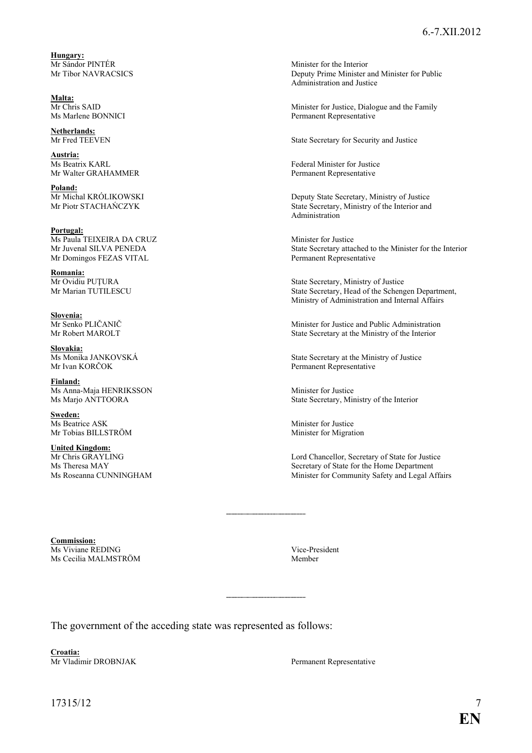**Hungary:**

| | |
|---|---|
| Mr Sándor PINTÉR | Minister for the Interior |
| Mr Tibor NAVRACSICS | Deputy Prime Minister and Minister for Public Administration and Justice |

**Malta:**

| | |
|---|---|
| Mr Chris SAID | Minister for Justice, Dialogue and the Family |
| Ms Marlene BONNICI | Permanent Representative |

**Netherlands:**

| | |
|---|---|
| Mr Fred TEEVEN | State Secretary for Security and Justice |

**Austria:**

| | |
|---|---|
| Ms Beatrix KARL | Federal Minister for Justice |
| Mr Walter GRAHAMMER | Permanent Representative |

**Poland:**

| | |
|---|---|
| Mr Michal KRÓLIKOWSKI | Deputy State Secretary, Ministry of Justice |
| Mr Piotr STACHAŃCZYK | State Secretary, Ministry of the Interior and Administration |

**Portugal:**

| | |
|---|---|
| Ms Paula TEIXEIRA DA CRUZ | Minister for Justice |
| Mr Juvenal SILVA PENEDA | State Secretary attached to the Minister for the Interior |
| Mr Domingos FEZAS VITAL | Permanent Representative |

**Romania:**

| | |
|---|---|
| Mr Ovidiu PUŢURA | State Secretary, Ministry of Justice |
| Mr Marian TUTILESCU | State Secretary, Head of the Schengen Department, Ministry of Administration and Internal Affairs |

**Slovenia:**

| | |
|---|---|
| Mr Senko PLIČANIČ | Minister for Justice and Public Administration |
| Mr Robert MAROLT | State Secretary at the Ministry of the Interior |

**Slovakia:**

| | |
|---|---|
| Ms Monika JANKOVSKÁ | State Secretary at the Ministry of Justice |
| Mr Ivan KORČOK | Permanent Representative |

**Finland:**

| | |
|---|---|
| Ms Anna-Maja HENRIKSSON | Minister for Justice |
| Ms Marjo ANTTOORA | State Secretary, Ministry of the Interior |

**Sweden:**

| | |
|---|---|
| Ms Beatrice ASK | Minister for Justice |
| Mr Tobias BILLSTRÖM | Minister for Migration |

**United Kingdom:**

| | |
|---|---|
| Mr Chris GRAYLING | Lord Chancellor, Secretary of State for Justice |
| Ms Theresa MAY | Secretary of State for the Home Department |
| Ms Roseanna CUNNINGHAM | Minister for Community Safety and Legal Affairs |

---

**Commission:**

| | |
|---|---|
| Ms Viviane REDING | Vice-President |
| Ms Cecilia MALMSTRÖM | Member |

---

The government of the acceding state was represented as follows:

**Croatia:**

| | |
|---|---|
| Mr Vladimir DROBNJAK | Permanent Representative |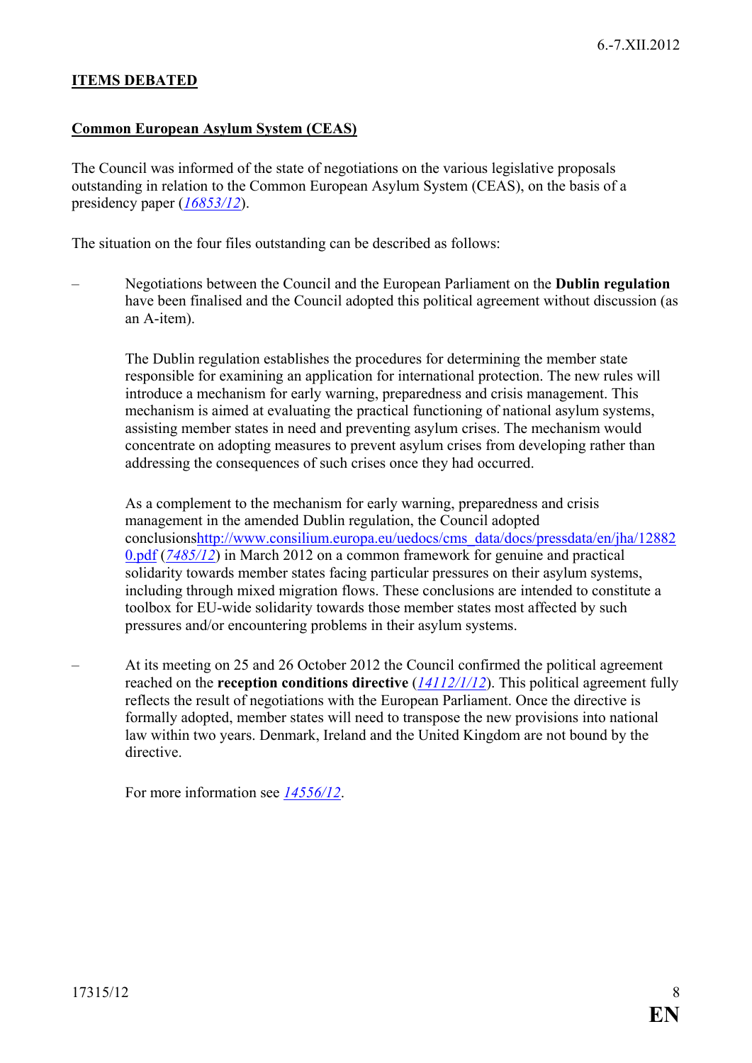## ITEMS DEBATED

### Common European Asylum System (CEAS)

The Council was informed of the state of negotiations on the various legislative proposals outstanding in relation to the Common European Asylum System (CEAS), on the basis of a presidency paper (*16853/12*).

The situation on the four files outstanding can be described as follows:

– Negotiations between the Council and the European Parliament on the **Dublin regulation** have been finalised and the Council adopted this political agreement without discussion (as an A-item).

  The Dublin regulation establishes the procedures for determining the member state responsible for examining an application for international protection. The new rules will introduce a mechanism for early warning, preparedness and crisis management. This mechanism is aimed at evaluating the practical functioning of national asylum systems, assisting member states in need and preventing asylum crises. The mechanism would concentrate on adopting measures to prevent asylum crises from developing rather than addressing the consequences of such crises once they had occurred.

  As a complement to the mechanism for early warning, preparedness and crisis management in the amended Dublin regulation, the Council adopted conclusionshttp://www.consilium.europa.eu/uedocs/cms_data/docs/pressdata/en/jha/128820.pdf (*7485/12*) in March 2012 on a common framework for genuine and practical solidarity towards member states facing particular pressures on their asylum systems, including through mixed migration flows. These conclusions are intended to constitute a toolbox for EU-wide solidarity towards those member states most affected by such pressures and/or encountering problems in their asylum systems.

– At its meeting on 25 and 26 October 2012 the Council confirmed the political agreement reached on the **reception conditions directive** (*14112/1/12*). This political agreement fully reflects the result of negotiations with the European Parliament. Once the directive is formally adopted, member states will need to transpose the new provisions into national law within two years. Denmark, Ireland and the United Kingdom are not bound by the directive.

  For more information see *14556/12*.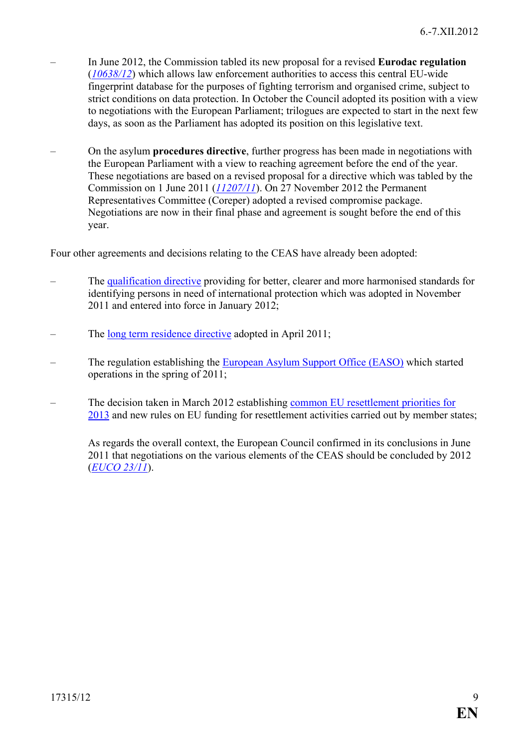- In June 2012, the Commission tabled its new proposal for a revised **Eurodac regulation** (*10638/12*) which allows law enforcement authorities to access this central EU-wide fingerprint database for the purposes of fighting terrorism and organised crime, subject to strict conditions on data protection. In October the Council adopted its position with a view to negotiations with the European Parliament; trilogues are expected to start in the next few days, as soon as the Parliament has adopted its position on this legislative text.

- On the asylum **procedures directive**, further progress has been made in negotiations with the European Parliament with a view to reaching agreement before the end of the year. These negotiations are based on a revised proposal for a directive which was tabled by the Commission on 1 June 2011 (*11207/11*). On 27 November 2012 the Permanent Representatives Committee (Coreper) adopted a revised compromise package. Negotiations are now in their final phase and agreement is sought before the end of this year.

Four other agreements and decisions relating to the CEAS have already been adopted:

- The qualification directive providing for better, clearer and more harmonised standards for identifying persons in need of international protection which was adopted in November 2011 and entered into force in January 2012;

- The long term residence directive adopted in April 2011;

- The regulation establishing the European Asylum Support Office (EASO) which started operations in the spring of 2011;

- The decision taken in March 2012 establishing common EU resettlement priorities for 2013 and new rules on EU funding for resettlement activities carried out by member states;

  As regards the overall context, the European Council confirmed in its conclusions in June 2011 that negotiations on the various elements of the CEAS should be concluded by 2012 (*EUCO 23/11*).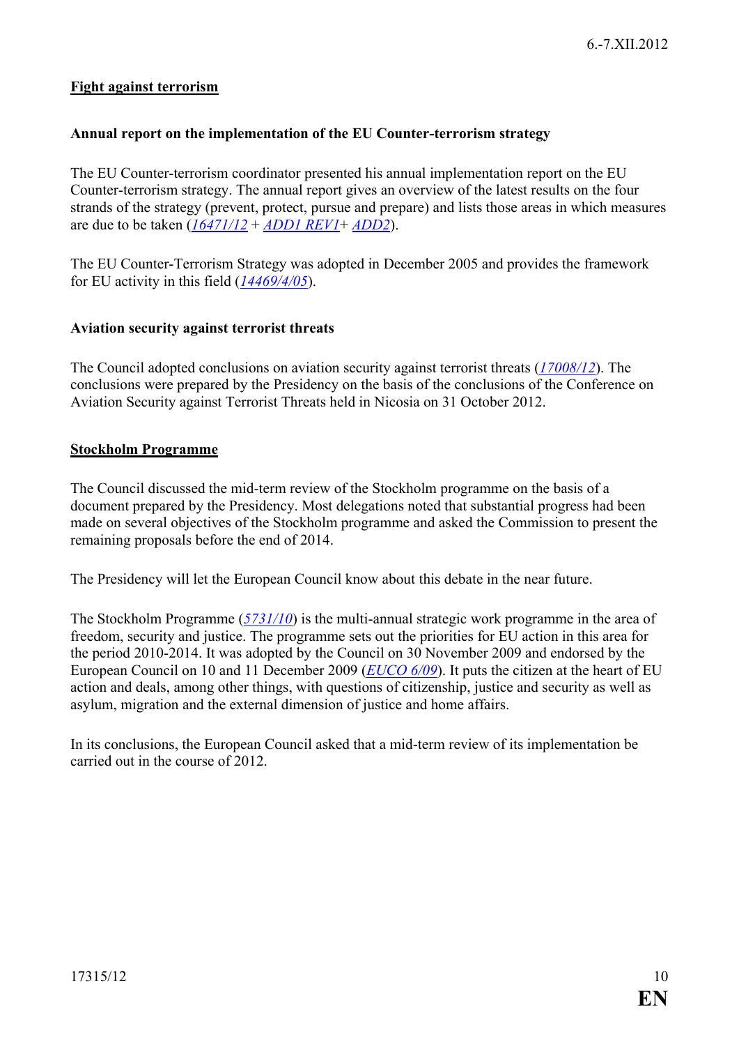## **Fight against terrorism**

### Annual report on the implementation of the EU Counter-terrorism strategy

The EU Counter-terrorism coordinator presented his annual implementation report on the EU Counter-terrorism strategy. The annual report gives an overview of the latest results on the four strands of the strategy (prevent, protect, pursue and prepare) and lists those areas in which measures are due to be taken (*16471/12* + *ADD1 REV1*+ *ADD2*).

The EU Counter-Terrorism Strategy was adopted in December 2005 and provides the framework for EU activity in this field (*14469/4/05*).

### Aviation security against terrorist threats

The Council adopted conclusions on aviation security against terrorist threats (*17008/12*). The conclusions were prepared by the Presidency on the basis of the conclusions of the Conference on Aviation Security against Terrorist Threats held in Nicosia on 31 October 2012.

## **Stockholm Programme**

The Council discussed the mid-term review of the Stockholm programme on the basis of a document prepared by the Presidency. Most delegations noted that substantial progress had been made on several objectives of the Stockholm programme and asked the Commission to present the remaining proposals before the end of 2014.

The Presidency will let the European Council know about this debate in the near future.

The Stockholm Programme (*5731/10*) is the multi-annual strategic work programme in the area of freedom, security and justice. The programme sets out the priorities for EU action in this area for the period 2010-2014. It was adopted by the Council on 30 November 2009 and endorsed by the European Council on 10 and 11 December 2009 (*EUCO 6/09*). It puts the citizen at the heart of EU action and deals, among other things, with questions of citizenship, justice and security as well as asylum, migration and the external dimension of justice and home affairs.

In its conclusions, the European Council asked that a mid-term review of its implementation be carried out in the course of 2012.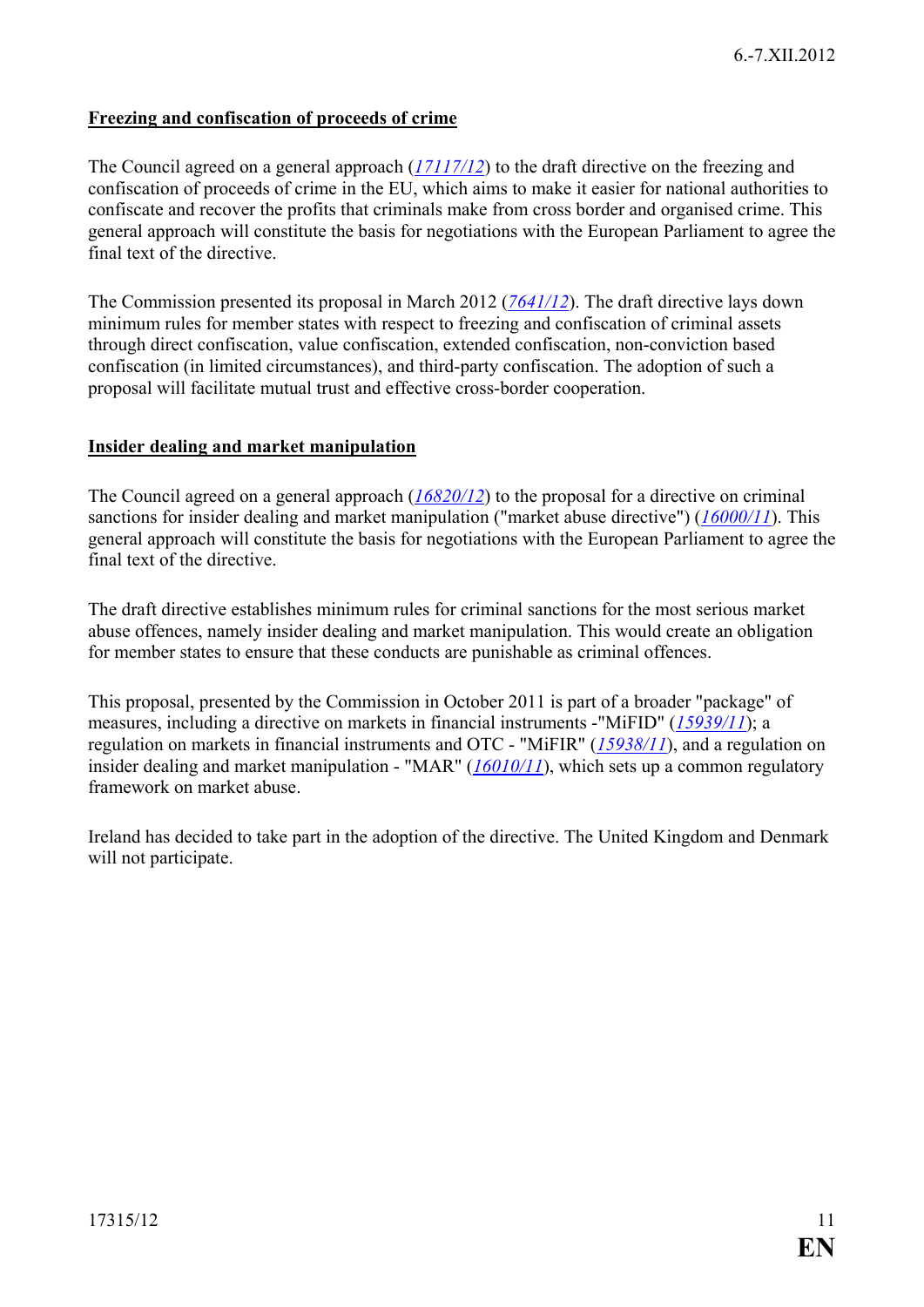**Freezing and confiscation of proceeds of crime**

The Council agreed on a general approach (*17117/12*) to the draft directive on the freezing and confiscation of proceeds of crime in the EU, which aims to make it easier for national authorities to confiscate and recover the profits that criminals make from cross border and organised crime. This general approach will constitute the basis for negotiations with the European Parliament to agree the final text of the directive.

The Commission presented its proposal in March 2012 (*7641/12*). The draft directive lays down minimum rules for member states with respect to freezing and confiscation of criminal assets through direct confiscation, value confiscation, extended confiscation, non-conviction based confiscation (in limited circumstances), and third-party confiscation. The adoption of such a proposal will facilitate mutual trust and effective cross-border cooperation.

**Insider dealing and market manipulation**

The Council agreed on a general approach (*16820/12*) to the proposal for a directive on criminal sanctions for insider dealing and market manipulation ("market abuse directive") (*16000/11*). This general approach will constitute the basis for negotiations with the European Parliament to agree the final text of the directive.

The draft directive establishes minimum rules for criminal sanctions for the most serious market abuse offences, namely insider dealing and market manipulation. This would create an obligation for member states to ensure that these conducts are punishable as criminal offences.

This proposal, presented by the Commission in October 2011 is part of a broader "package" of measures, including a directive on markets in financial instruments -"MiFID" (*15939/11*); a regulation on markets in financial instruments and OTC - "MiFIR" (*15938/11*), and a regulation on insider dealing and market manipulation - "MAR" (*16010/11*), which sets up a common regulatory framework on market abuse.

Ireland has decided to take part in the adoption of the directive. The United Kingdom and Denmark will not participate.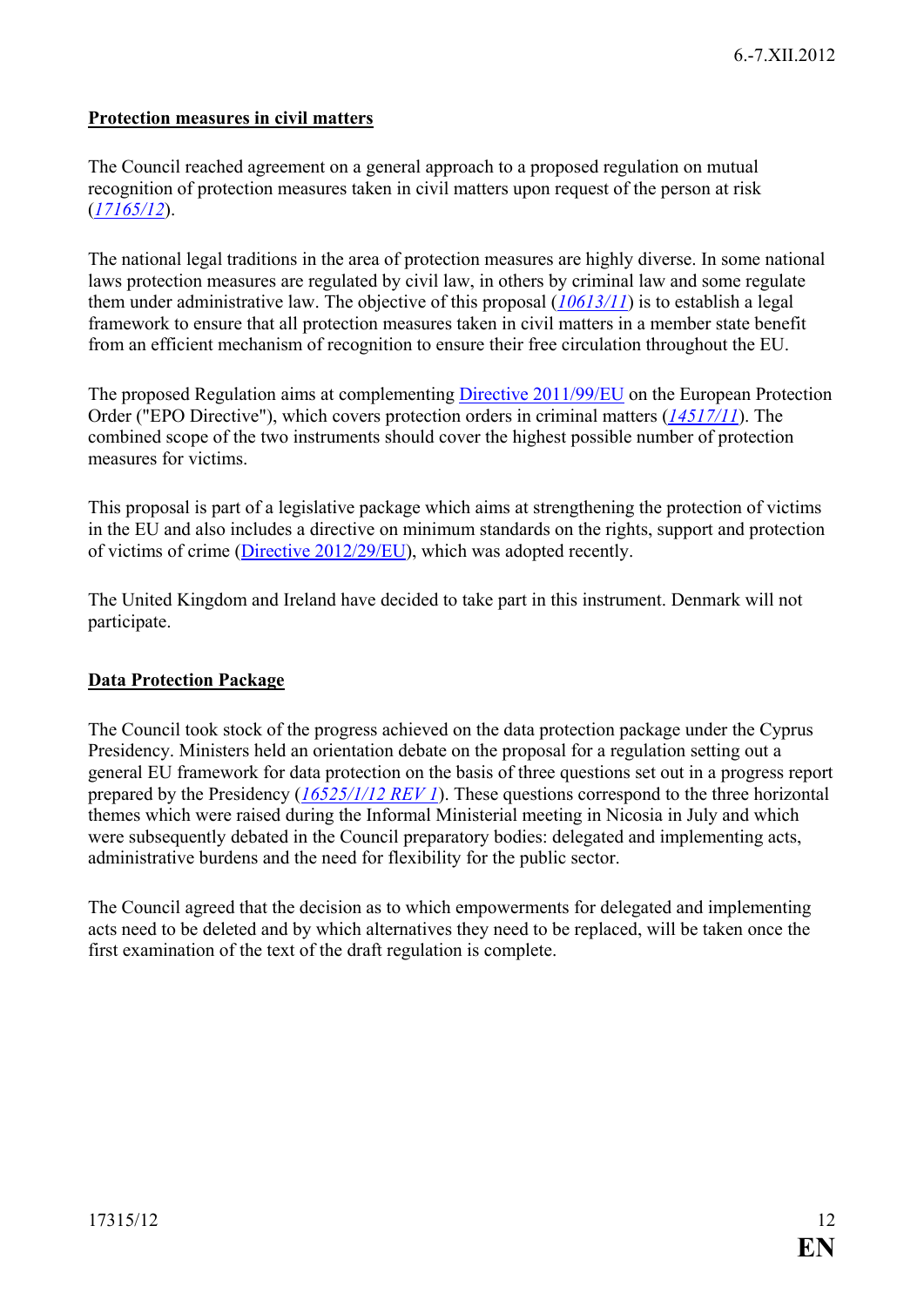**Protection measures in civil matters**

The Council reached agreement on a general approach to a proposed regulation on mutual recognition of protection measures taken in civil matters upon request of the person at risk (*17165/12*).

The national legal traditions in the area of protection measures are highly diverse. In some national laws protection measures are regulated by civil law, in others by criminal law and some regulate them under administrative law. The objective of this proposal (*10613/11*) is to establish a legal framework to ensure that all protection measures taken in civil matters in a member state benefit from an efficient mechanism of recognition to ensure their free circulation throughout the EU.

The proposed Regulation aims at complementing Directive 2011/99/EU on the European Protection Order ("EPO Directive"), which covers protection orders in criminal matters (*14517/11*). The combined scope of the two instruments should cover the highest possible number of protection measures for victims.

This proposal is part of a legislative package which aims at strengthening the protection of victims in the EU and also includes a directive on minimum standards on the rights, support and protection of victims of crime (Directive 2012/29/EU), which was adopted recently.

The United Kingdom and Ireland have decided to take part in this instrument. Denmark will not participate.

**Data Protection Package**

The Council took stock of the progress achieved on the data protection package under the Cyprus Presidency. Ministers held an orientation debate on the proposal for a regulation setting out a general EU framework for data protection on the basis of three questions set out in a progress report prepared by the Presidency (*16525/1/12 REV 1*). These questions correspond to the three horizontal themes which were raised during the Informal Ministerial meeting in Nicosia in July and which were subsequently debated in the Council preparatory bodies: delegated and implementing acts, administrative burdens and the need for flexibility for the public sector.

The Council agreed that the decision as to which empowerments for delegated and implementing acts need to be deleted and by which alternatives they need to be replaced, will be taken once the first examination of the text of the draft regulation is complete.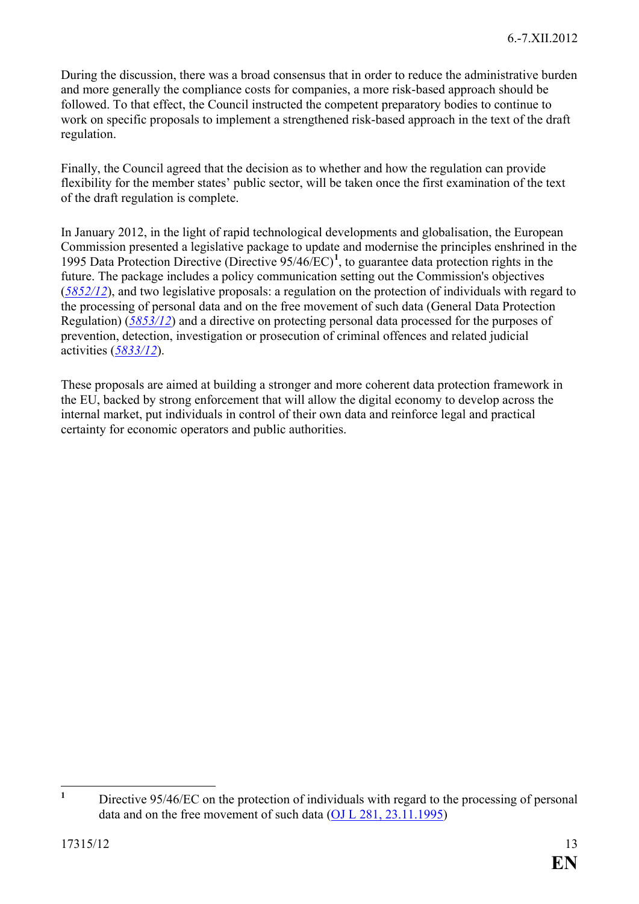During the discussion, there was a broad consensus that in order to reduce the administrative burden and more generally the compliance costs for companies, a more risk-based approach should be followed. To that effect, the Council instructed the competent preparatory bodies to continue to work on specific proposals to implement a strengthened risk-based approach in the text of the draft regulation.

Finally, the Council agreed that the decision as to whether and how the regulation can provide flexibility for the member states' public sector, will be taken once the first examination of the text of the draft regulation is complete.

In January 2012, in the light of rapid technological developments and globalisation, the European Commission presented a legislative package to update and modernise the principles enshrined in the 1995 Data Protection Directive (Directive 95/46/EC)[1], to guarantee data protection rights in the future. The package includes a policy communication setting out the Commission's objectives (*5852/12*), and two legislative proposals: a regulation on the protection of individuals with regard to the processing of personal data and on the free movement of such data (General Data Protection Regulation) (*5853/12*) and a directive on protecting personal data processed for the purposes of prevention, detection, investigation or prosecution of criminal offences and related judicial activities (*5833/12*).

These proposals are aimed at building a stronger and more coherent data protection framework in the EU, backed by strong enforcement that will allow the digital economy to develop across the internal market, put individuals in control of their own data and reinforce legal and practical certainty for economic operators and public authorities.

---

[1] Directive 95/46/EC on the protection of individuals with regard to the processing of personal data and on the free movement of such data (OJ L 281, 23.11.1995)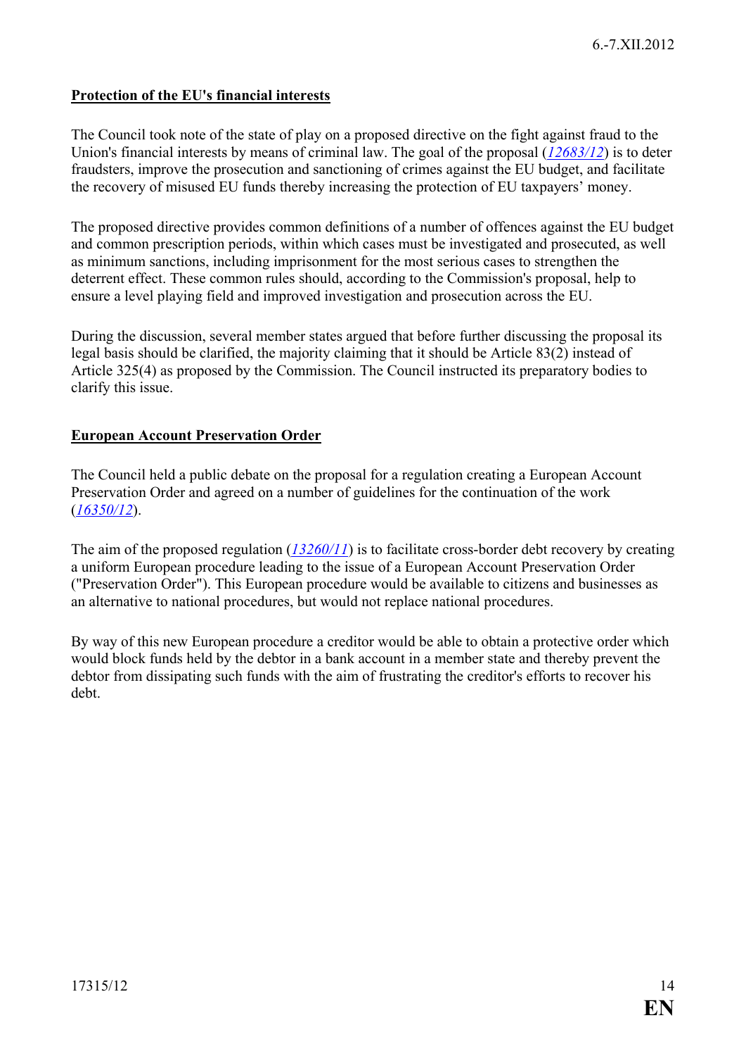**Protection of the EU's financial interests**

The Council took note of the state of play on a proposed directive on the fight against fraud to the Union's financial interests by means of criminal law. The goal of the proposal (*12683/12*) is to deter fraudsters, improve the prosecution and sanctioning of crimes against the EU budget, and facilitate the recovery of misused EU funds thereby increasing the protection of EU taxpayers' money.

The proposed directive provides common definitions of a number of offences against the EU budget and common prescription periods, within which cases must be investigated and prosecuted, as well as minimum sanctions, including imprisonment for the most serious cases to strengthen the deterrent effect. These common rules should, according to the Commission's proposal, help to ensure a level playing field and improved investigation and prosecution across the EU.

During the discussion, several member states argued that before further discussing the proposal its legal basis should be clarified, the majority claiming that it should be Article 83(2) instead of Article 325(4) as proposed by the Commission. The Council instructed its preparatory bodies to clarify this issue.

**European Account Preservation Order**

The Council held a public debate on the proposal for a regulation creating a European Account Preservation Order and agreed on a number of guidelines for the continuation of the work (*16350/12*).

The aim of the proposed regulation (*13260/11*) is to facilitate cross-border debt recovery by creating a uniform European procedure leading to the issue of a European Account Preservation Order ("Preservation Order"). This European procedure would be available to citizens and businesses as an alternative to national procedures, but would not replace national procedures.

By way of this new European procedure a creditor would be able to obtain a protective order which would block funds held by the debtor in a bank account in a member state and thereby prevent the debtor from dissipating such funds with the aim of frustrating the creditor's efforts to recover his debt.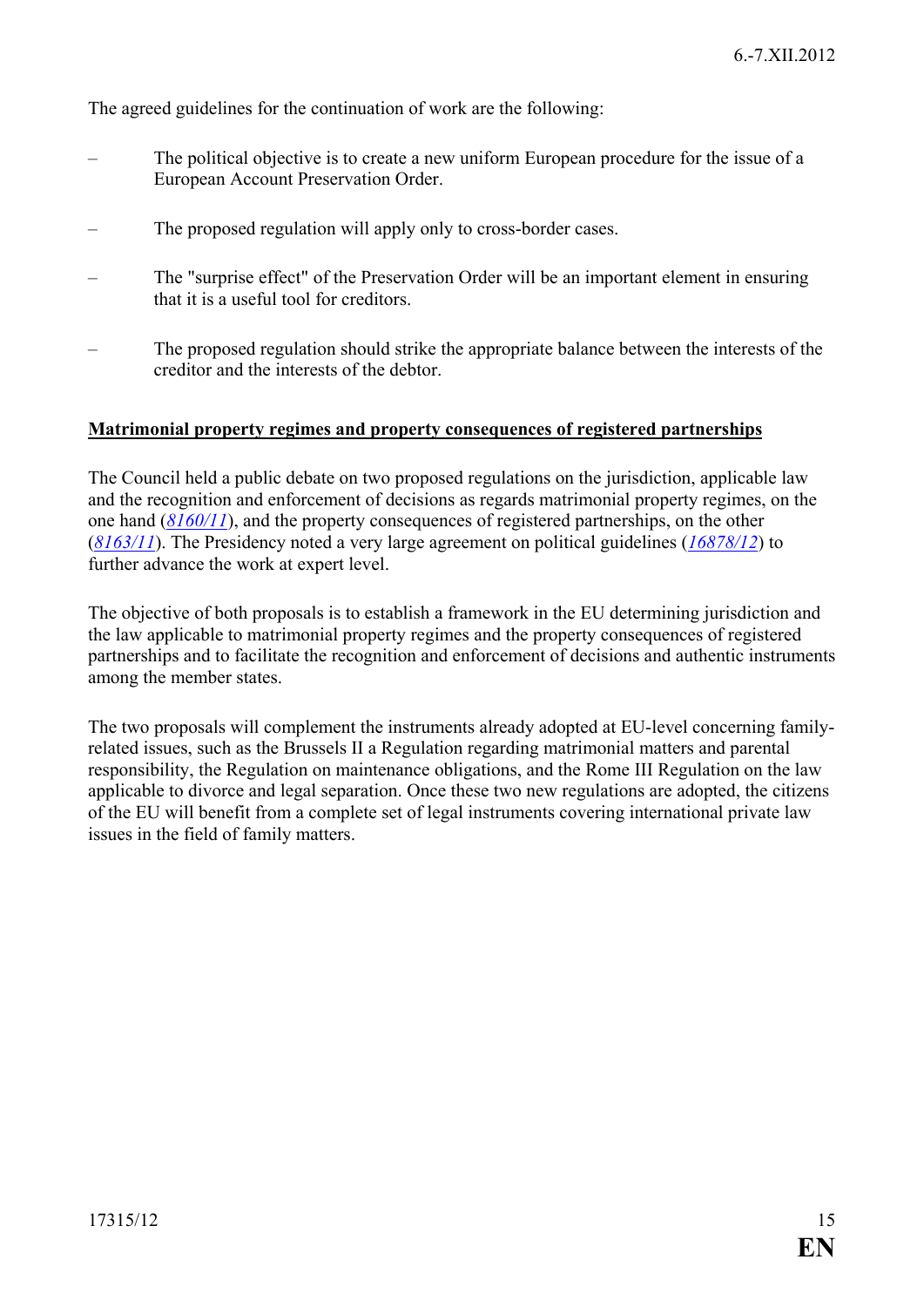The agreed guidelines for the continuation of work are the following:

- The political objective is to create a new uniform European procedure for the issue of a European Account Preservation Order.
- The proposed regulation will apply only to cross-border cases.
- The "surprise effect" of the Preservation Order will be an important element in ensuring that it is a useful tool for creditors.
- The proposed regulation should strike the appropriate balance between the interests of the creditor and the interests of the debtor.

**Matrimonial property regimes and property consequences of registered partnerships**

The Council held a public debate on two proposed regulations on the jurisdiction, applicable law and the recognition and enforcement of decisions as regards matrimonial property regimes, on the one hand (*8160/11*), and the property consequences of registered partnerships, on the other (*8163/11*). The Presidency noted a very large agreement on political guidelines (*16878/12*) to further advance the work at expert level.

The objective of both proposals is to establish a framework in the EU determining jurisdiction and the law applicable to matrimonial property regimes and the property consequences of registered partnerships and to facilitate the recognition and enforcement of decisions and authentic instruments among the member states.

The two proposals will complement the instruments already adopted at EU-level concerning family-related issues, such as the Brussels II a Regulation regarding matrimonial matters and parental responsibility, the Regulation on maintenance obligations, and the Rome III Regulation on the law applicable to divorce and legal separation. Once these two new regulations are adopted, the citizens of the EU will benefit from a complete set of legal instruments covering international private law issues in the field of family matters.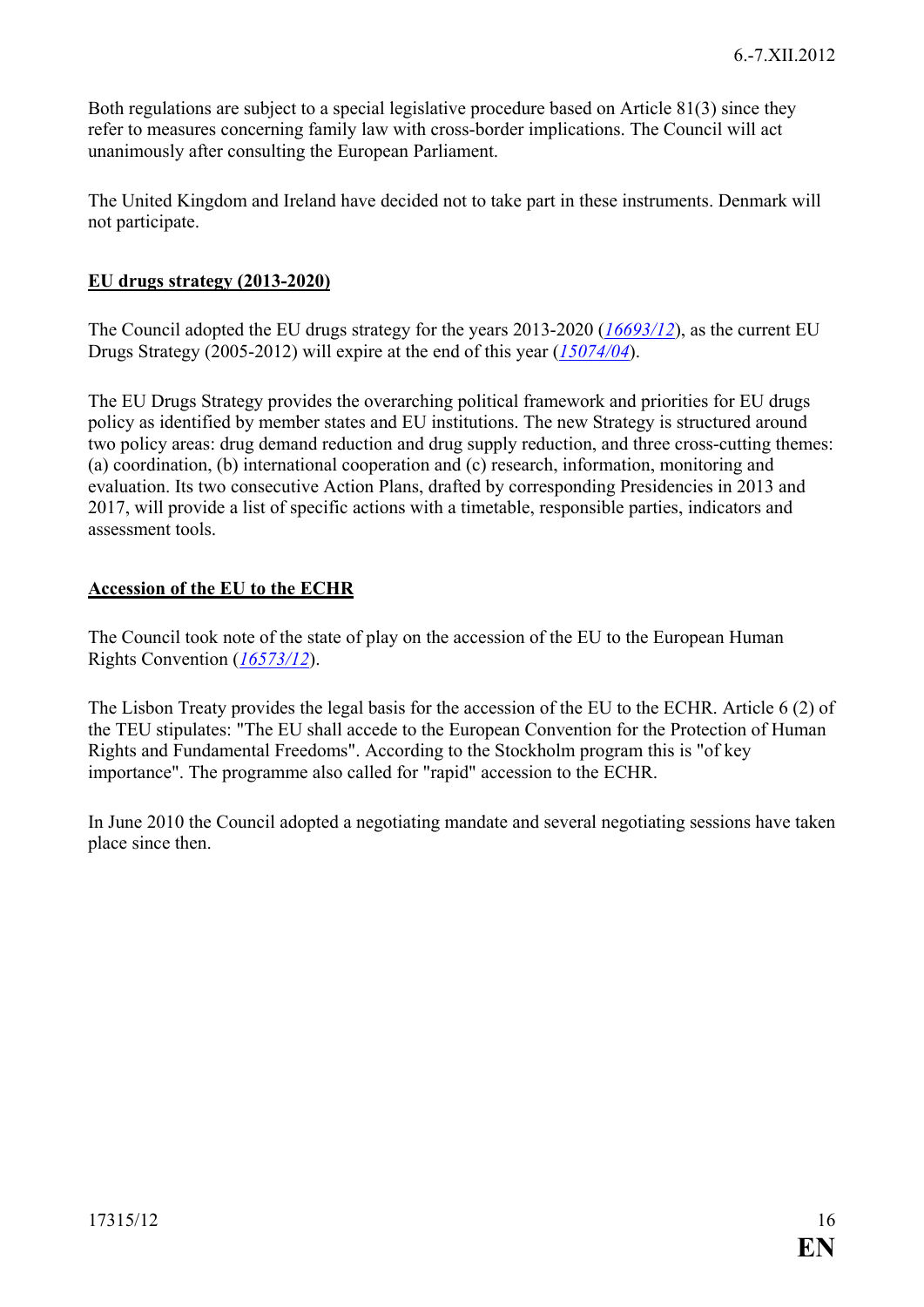Both regulations are subject to a special legislative procedure based on Article 81(3) since they refer to measures concerning family law with cross-border implications. The Council will act unanimously after consulting the European Parliament.

The United Kingdom and Ireland have decided not to take part in these instruments. Denmark will not participate.

## EU drugs strategy (2013-2020)

The Council adopted the EU drugs strategy for the years 2013-2020 (*16693/12*), as the current EU Drugs Strategy (2005-2012) will expire at the end of this year (*15074/04*).

The EU Drugs Strategy provides the overarching political framework and priorities for EU drugs policy as identified by member states and EU institutions. The new Strategy is structured around two policy areas: drug demand reduction and drug supply reduction, and three cross-cutting themes: (a) coordination, (b) international cooperation and (c) research, information, monitoring and evaluation. Its two consecutive Action Plans, drafted by corresponding Presidencies in 2013 and 2017, will provide a list of specific actions with a timetable, responsible parties, indicators and assessment tools.

## Accession of the EU to the ECHR

The Council took note of the state of play on the accession of the EU to the European Human Rights Convention (*16573/12*).

The Lisbon Treaty provides the legal basis for the accession of the EU to the ECHR. Article 6 (2) of the TEU stipulates: "The EU shall accede to the European Convention for the Protection of Human Rights and Fundamental Freedoms". According to the Stockholm program this is "of key importance". The programme also called for "rapid" accession to the ECHR.

In June 2010 the Council adopted a negotiating mandate and several negotiating sessions have taken place since then.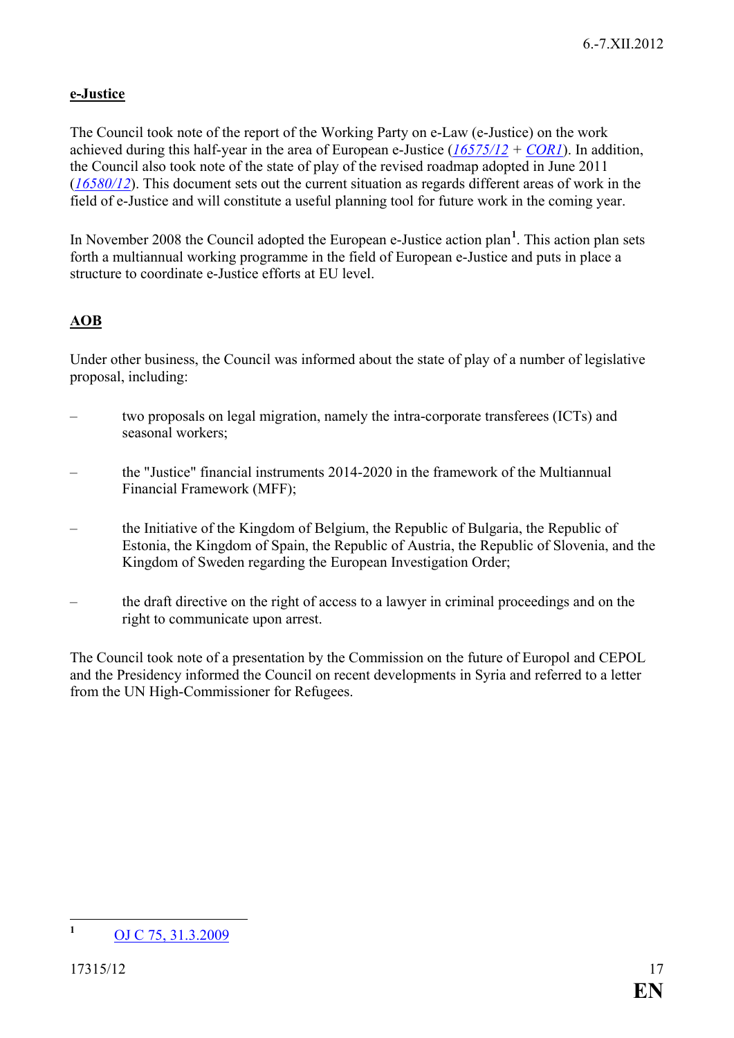**e-Justice**

The Council took note of the report of the Working Party on e-Law (e-Justice) on the work achieved during this half-year in the area of European e-Justice (*16575/12* + *COR1*). In addition, the Council also took note of the state of play of the revised roadmap adopted in June 2011 (*16580/12*). This document sets out the current situation as regards different areas of work in the field of e-Justice and will constitute a useful planning tool for future work in the coming year.

In November 2008 the Council adopted the European e-Justice action plan[1]. This action plan sets forth a multiannual working programme in the field of European e-Justice and puts in place a structure to coordinate e-Justice efforts at EU level.

**AOB**

Under other business, the Council was informed about the state of play of a number of legislative proposal, including:

– two proposals on legal migration, namely the intra-corporate transferees (ICTs) and seasonal workers;

– the "Justice" financial instruments 2014-2020 in the framework of the Multiannual Financial Framework (MFF);

– the Initiative of the Kingdom of Belgium, the Republic of Bulgaria, the Republic of Estonia, the Kingdom of Spain, the Republic of Austria, the Republic of Slovenia, and the Kingdom of Sweden regarding the European Investigation Order;

– the draft directive on the right of access to a lawyer in criminal proceedings and on the right to communicate upon arrest.

The Council took note of a presentation by the Commission on the future of Europol and CEPOL and the Presidency informed the Council on recent developments in Syria and referred to a letter from the UN High-Commissioner for Refugees.

---

[1] OJ C 75, 31.3.2009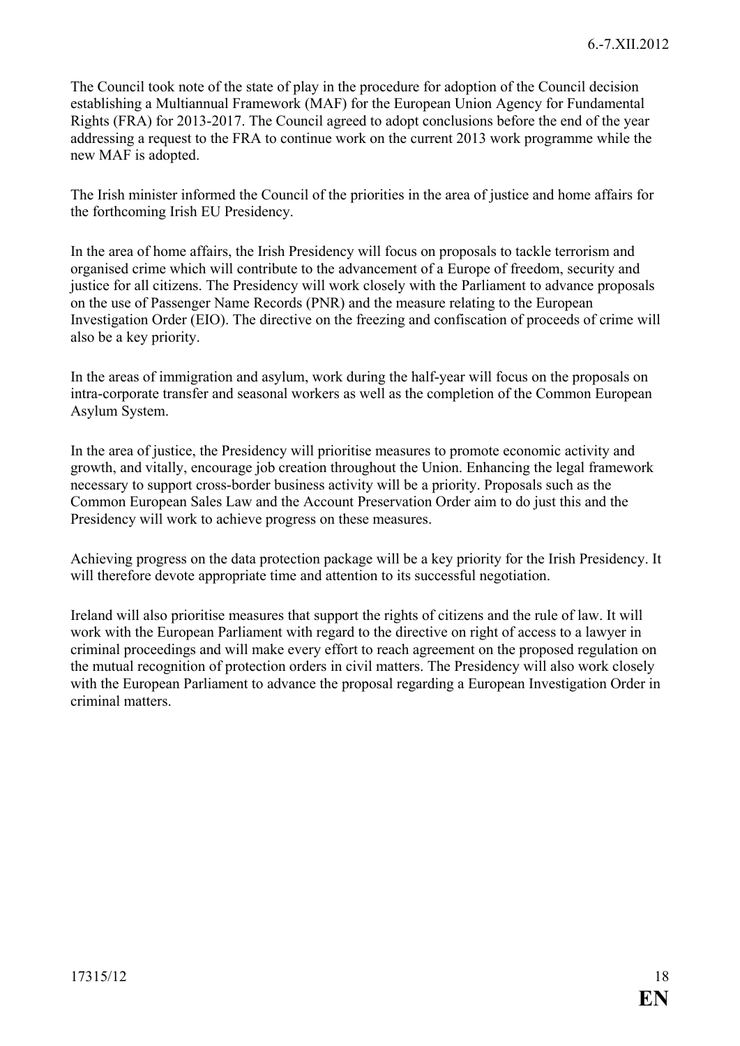The Council took note of the state of play in the procedure for adoption of the Council decision establishing a Multiannual Framework (MAF) for the European Union Agency for Fundamental Rights (FRA) for 2013-2017. The Council agreed to adopt conclusions before the end of the year addressing a request to the FRA to continue work on the current 2013 work programme while the new MAF is adopted.

The Irish minister informed the Council of the priorities in the area of justice and home affairs for the forthcoming Irish EU Presidency.

In the area of home affairs, the Irish Presidency will focus on proposals to tackle terrorism and organised crime which will contribute to the advancement of a Europe of freedom, security and justice for all citizens. The Presidency will work closely with the Parliament to advance proposals on the use of Passenger Name Records (PNR) and the measure relating to the European Investigation Order (EIO). The directive on the freezing and confiscation of proceeds of crime will also be a key priority.

In the areas of immigration and asylum, work during the half-year will focus on the proposals on intra-corporate transfer and seasonal workers as well as the completion of the Common European Asylum System.

In the area of justice, the Presidency will prioritise measures to promote economic activity and growth, and vitally, encourage job creation throughout the Union. Enhancing the legal framework necessary to support cross-border business activity will be a priority. Proposals such as the Common European Sales Law and the Account Preservation Order aim to do just this and the Presidency will work to achieve progress on these measures.

Achieving progress on the data protection package will be a key priority for the Irish Presidency. It will therefore devote appropriate time and attention to its successful negotiation.

Ireland will also prioritise measures that support the rights of citizens and the rule of law. It will work with the European Parliament with regard to the directive on right of access to a lawyer in criminal proceedings and will make every effort to reach agreement on the proposed regulation on the mutual recognition of protection orders in civil matters. The Presidency will also work closely with the European Parliament to advance the proposal regarding a European Investigation Order in criminal matters.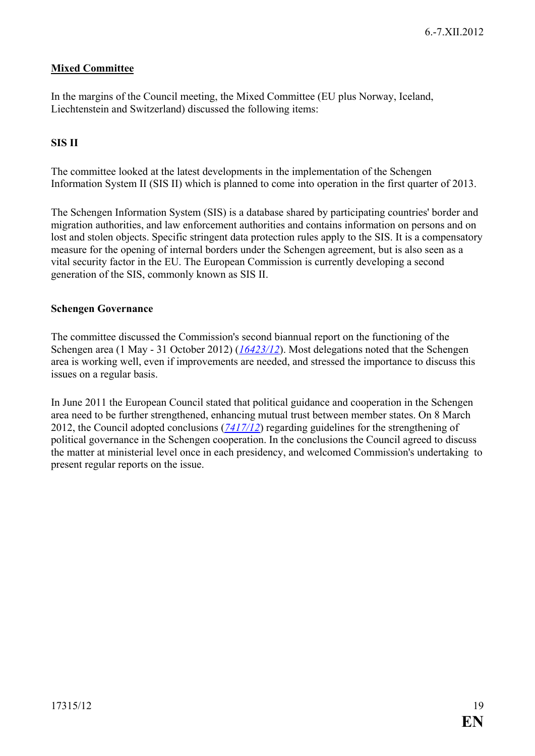## Mixed Committee

In the margins of the Council meeting, the Mixed Committee (EU plus Norway, Iceland, Liechtenstein and Switzerland) discussed the following items:

### SIS II

The committee looked at the latest developments in the implementation of the Schengen Information System II (SIS II) which is planned to come into operation in the first quarter of 2013.

The Schengen Information System (SIS) is a database shared by participating countries' border and migration authorities, and law enforcement authorities and contains information on persons and on lost and stolen objects. Specific stringent data protection rules apply to the SIS. It is a compensatory measure for the opening of internal borders under the Schengen agreement, but is also seen as a vital security factor in the EU. The European Commission is currently developing a second generation of the SIS, commonly known as SIS II.

### Schengen Governance

The committee discussed the Commission's second biannual report on the functioning of the Schengen area (1 May - 31 October 2012) (*16423/12*). Most delegations noted that the Schengen area is working well, even if improvements are needed, and stressed the importance to discuss this issues on a regular basis.

In June 2011 the European Council stated that political guidance and cooperation in the Schengen area need to be further strengthened, enhancing mutual trust between member states. On 8 March 2012, the Council adopted conclusions (*7417/12*) regarding guidelines for the strengthening of political governance in the Schengen cooperation. In the conclusions the Council agreed to discuss the matter at ministerial level once in each presidency, and welcomed Commission's undertaking to present regular reports on the issue.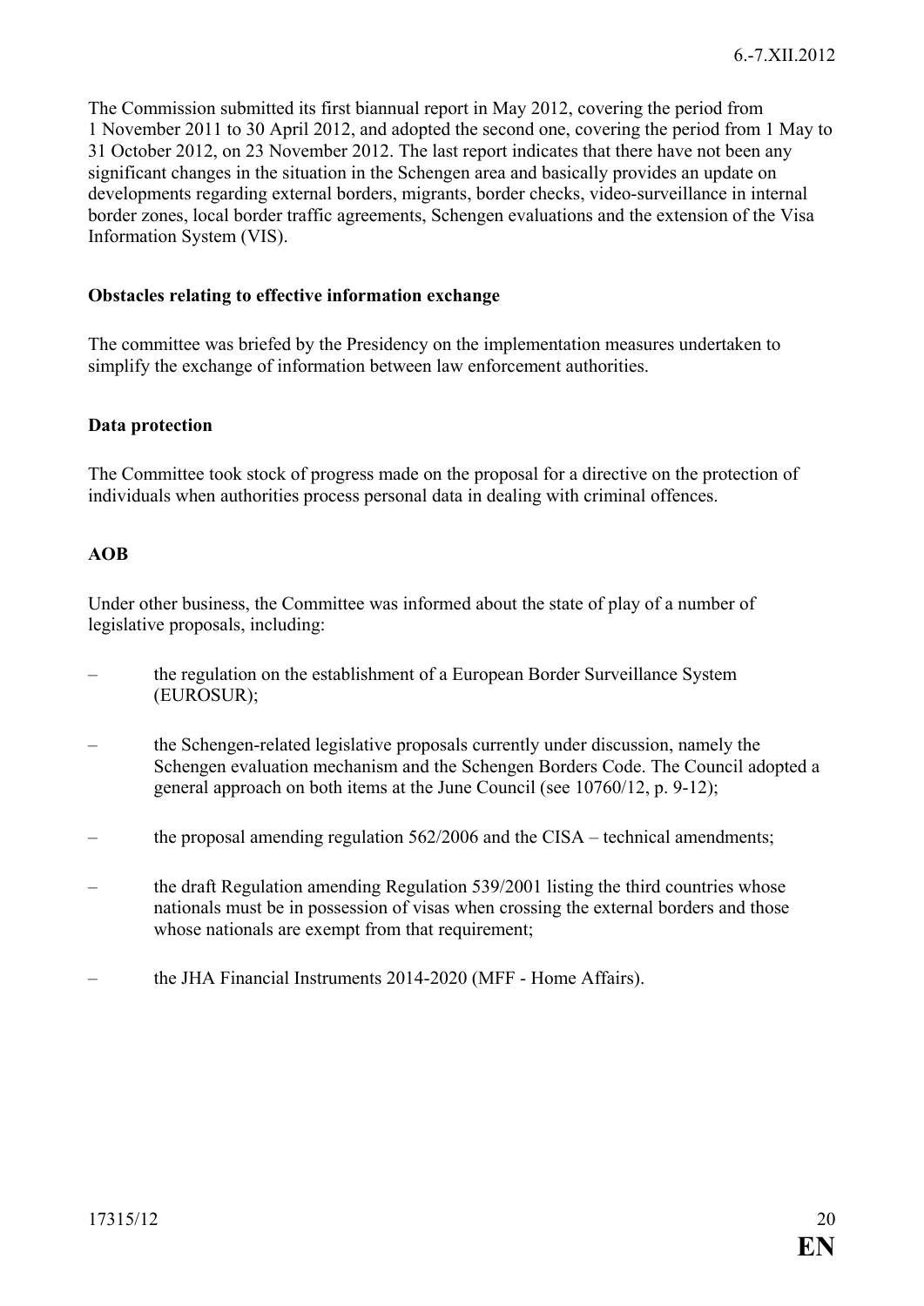The Commission submitted its first biannual report in May 2012, covering the period from 1 November 2011 to 30 April 2012, and adopted the second one, covering the period from 1 May to 31 October 2012, on 23 November 2012. The last report indicates that there have not been any significant changes in the situation in the Schengen area and basically provides an update on developments regarding external borders, migrants, border checks, video-surveillance in internal border zones, local border traffic agreements, Schengen evaluations and the extension of the Visa Information System (VIS).

**Obstacles relating to effective information exchange**

The committee was briefed by the Presidency on the implementation measures undertaken to simplify the exchange of information between law enforcement authorities.

**Data protection**

The Committee took stock of progress made on the proposal for a directive on the protection of individuals when authorities process personal data in dealing with criminal offences.

**AOB**

Under other business, the Committee was informed about the state of play of a number of legislative proposals, including:

– the regulation on the establishment of a European Border Surveillance System (EUROSUR);

– the Schengen-related legislative proposals currently under discussion, namely the Schengen evaluation mechanism and the Schengen Borders Code. The Council adopted a general approach on both items at the June Council (see 10760/12, p. 9-12);

– the proposal amending regulation 562/2006 and the CISA – technical amendments;

– the draft Regulation amending Regulation 539/2001 listing the third countries whose nationals must be in possession of visas when crossing the external borders and those whose nationals are exempt from that requirement;

– the JHA Financial Instruments 2014-2020 (MFF - Home Affairs).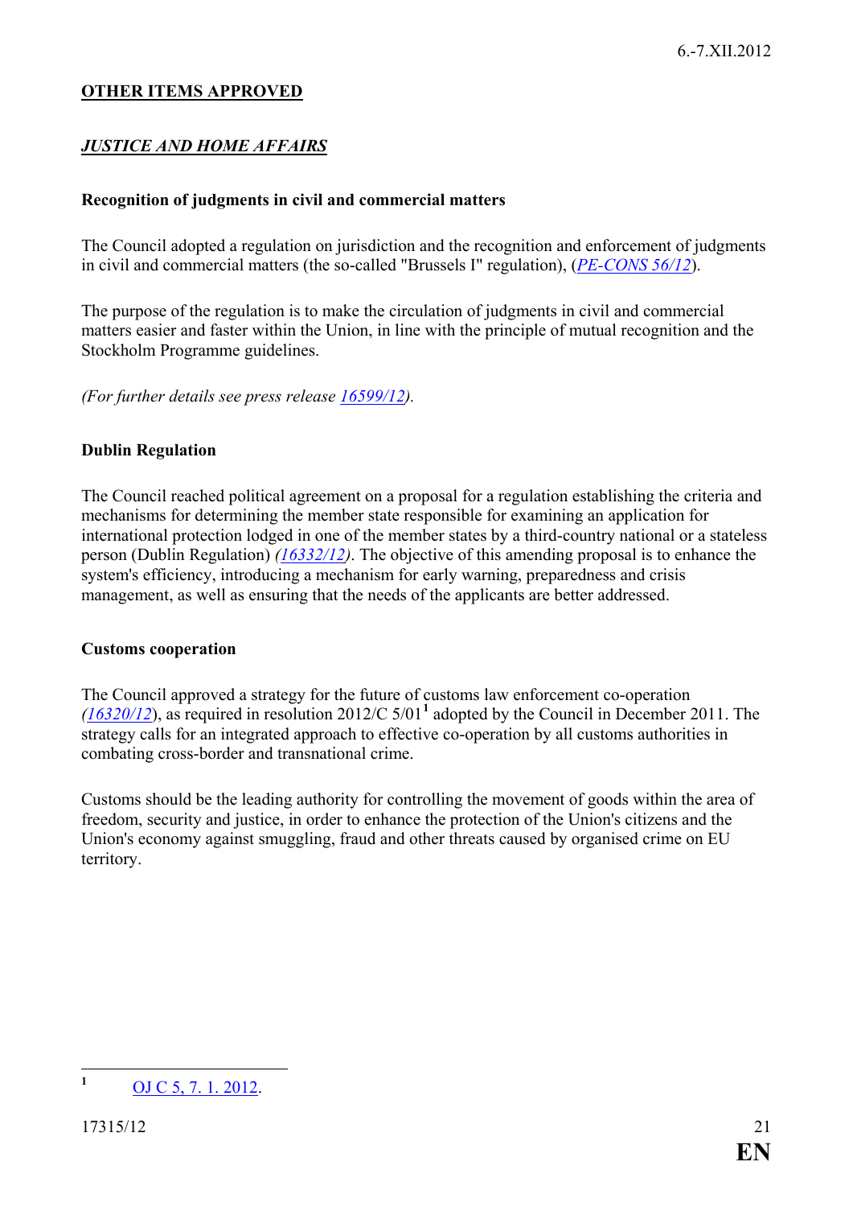**OTHER ITEMS APPROVED**

***JUSTICE AND HOME AFFAIRS***

**Recognition of judgments in civil and commercial matters**

The Council adopted a regulation on jurisdiction and the recognition and enforcement of judgments in civil and commercial matters (the so-called "Brussels I" regulation), (*PE-CONS 56/12*).

The purpose of the regulation is to make the circulation of judgments in civil and commercial matters easier and faster within the Union, in line with the principle of mutual recognition and the Stockholm Programme guidelines.

*(For further details see press release 16599/12).*

**Dublin Regulation**

The Council reached political agreement on a proposal for a regulation establishing the criteria and mechanisms for determining the member state responsible for examining an application for international protection lodged in one of the member states by a third-country national or a stateless person (Dublin Regulation) *(16332/12)*. The objective of this amending proposal is to enhance the system's efficiency, introducing a mechanism for early warning, preparedness and crisis management, as well as ensuring that the needs of the applicants are better addressed.

**Customs cooperation**

The Council approved a strategy for the future of customs law enforcement co-operation *(16320/12*), as required in resolution 2012/C 5/01[1] adopted by the Council in December 2011. The strategy calls for an integrated approach to effective co-operation by all customs authorities in combating cross-border and transnational crime.

Customs should be the leading authority for controlling the movement of goods within the area of freedom, security and justice, in order to enhance the protection of the Union's citizens and the Union's economy against smuggling, fraud and other threats caused by organised crime on EU territory.

---

[1] OJ C 5, 7. 1. 2012.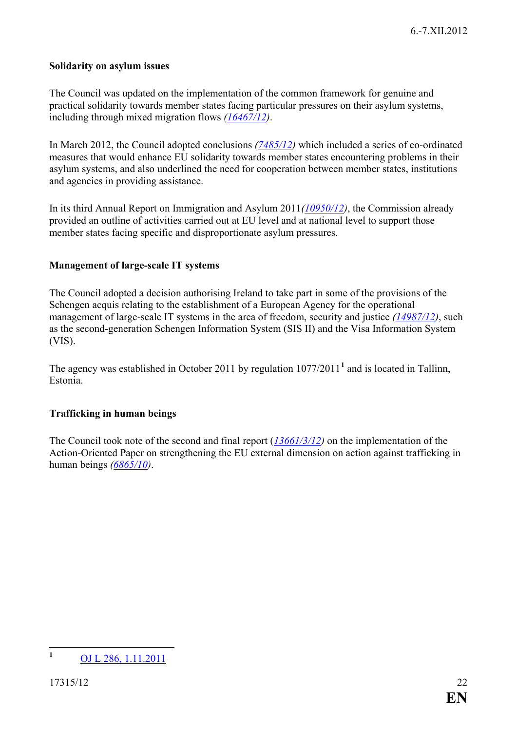**Solidarity on asylum issues**

The Council was updated on the implementation of the common framework for genuine and practical solidarity towards member states facing particular pressures on their asylum systems, including through mixed migration flows *(16467/12)*.

In March 2012, the Council adopted conclusions *(7485/12)* which included a series of co-ordinated measures that would enhance EU solidarity towards member states encountering problems in their asylum systems, and also underlined the need for cooperation between member states, institutions and agencies in providing assistance.

In its third Annual Report on Immigration and Asylum 2011*(10950/12)*, the Commission already provided an outline of activities carried out at EU level and at national level to support those member states facing specific and disproportionate asylum pressures.

**Management of large-scale IT systems**

The Council adopted a decision authorising Ireland to take part in some of the provisions of the Schengen acquis relating to the establishment of a European Agency for the operational management of large-scale IT systems in the area of freedom, security and justice *(14987/12)*, such as the second-generation Schengen Information System (SIS II) and the Visa Information System (VIS).

The agency was established in October 2011 by regulation 1077/2011[1] and is located in Tallinn, Estonia.

**Trafficking in human beings**

The Council took note of the second and final report (*13661/3/12*) on the implementation of the Action-Oriented Paper on strengthening the EU external dimension on action against trafficking in human beings *(6865/10)*.

---

[1] OJ L 286, 1.11.2011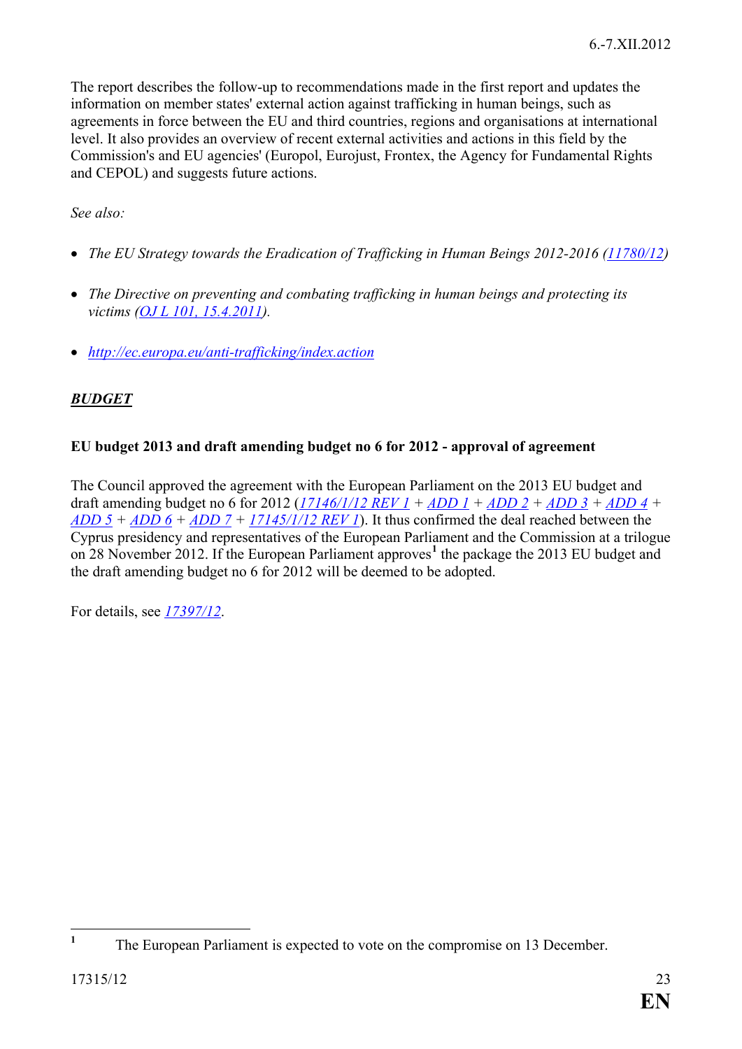The report describes the follow-up to recommendations made in the first report and updates the information on member states' external action against trafficking in human beings, such as agreements in force between the EU and third countries, regions and organisations at international level. It also provides an overview of recent external activities and actions in this field by the Commission's and EU agencies' (Europol, Eurojust, Frontex, the Agency for Fundamental Rights and CEPOL) and suggests future actions.

*See also:*

- *The EU Strategy towards the Eradication of Trafficking in Human Beings 2012-2016 (11780/12)*
- *The Directive on preventing and combating trafficking in human beings and protecting its victims (OJ L 101, 15.4.2011).*
- http://ec.europa.eu/anti-trafficking/index.action

***BUDGET***

**EU budget 2013 and draft amending budget no 6 for 2012 - approval of agreement**

The Council approved the agreement with the European Parliament on the 2013 EU budget and draft amending budget no 6 for 2012 (*17146/1/12 REV 1* + *ADD 1* + *ADD 2* + *ADD 3* + *ADD 4* + *ADD 5* + *ADD 6* + *ADD 7* + *17145/1/12 REV 1*). It thus confirmed the deal reached between the Cyprus presidency and representatives of the European Parliament and the Commission at a trilogue on 28 November 2012. If the European Parliament approves[1] the package the 2013 EU budget and the draft amending budget no 6 for 2012 will be deemed to be adopted.

For details, see *17397/12*.

[1] The European Parliament is expected to vote on the compromise on 13 December.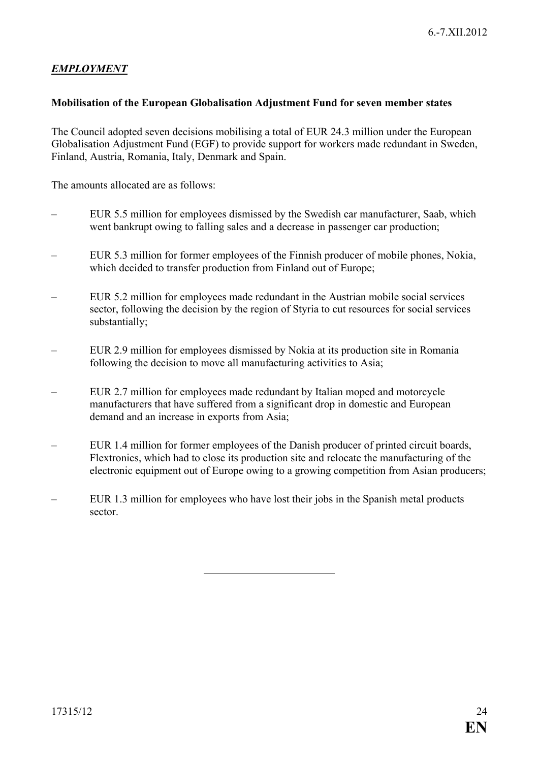***EMPLOYMENT***

**Mobilisation of the European Globalisation Adjustment Fund for seven member states**

The Council adopted seven decisions mobilising a total of EUR 24.3 million under the European Globalisation Adjustment Fund (EGF) to provide support for workers made redundant in Sweden, Finland, Austria, Romania, Italy, Denmark and Spain.

The amounts allocated are as follows:

- EUR 5.5 million for employees dismissed by the Swedish car manufacturer, Saab, which went bankrupt owing to falling sales and a decrease in passenger car production;
- EUR 5.3 million for former employees of the Finnish producer of mobile phones, Nokia, which decided to transfer production from Finland out of Europe;
- EUR 5.2 million for employees made redundant in the Austrian mobile social services sector, following the decision by the region of Styria to cut resources for social services substantially;
- EUR 2.9 million for employees dismissed by Nokia at its production site in Romania following the decision to move all manufacturing activities to Asia;
- EUR 2.7 million for employees made redundant by Italian moped and motorcycle manufacturers that have suffered from a significant drop in domestic and European demand and an increase in exports from Asia;
- EUR 1.4 million for former employees of the Danish producer of printed circuit boards, Flextronics, which had to close its production site and relocate the manufacturing of the electronic equipment out of Europe owing to a growing competition from Asian producers;
- EUR 1.3 million for employees who have lost their jobs in the Spanish metal products sector.